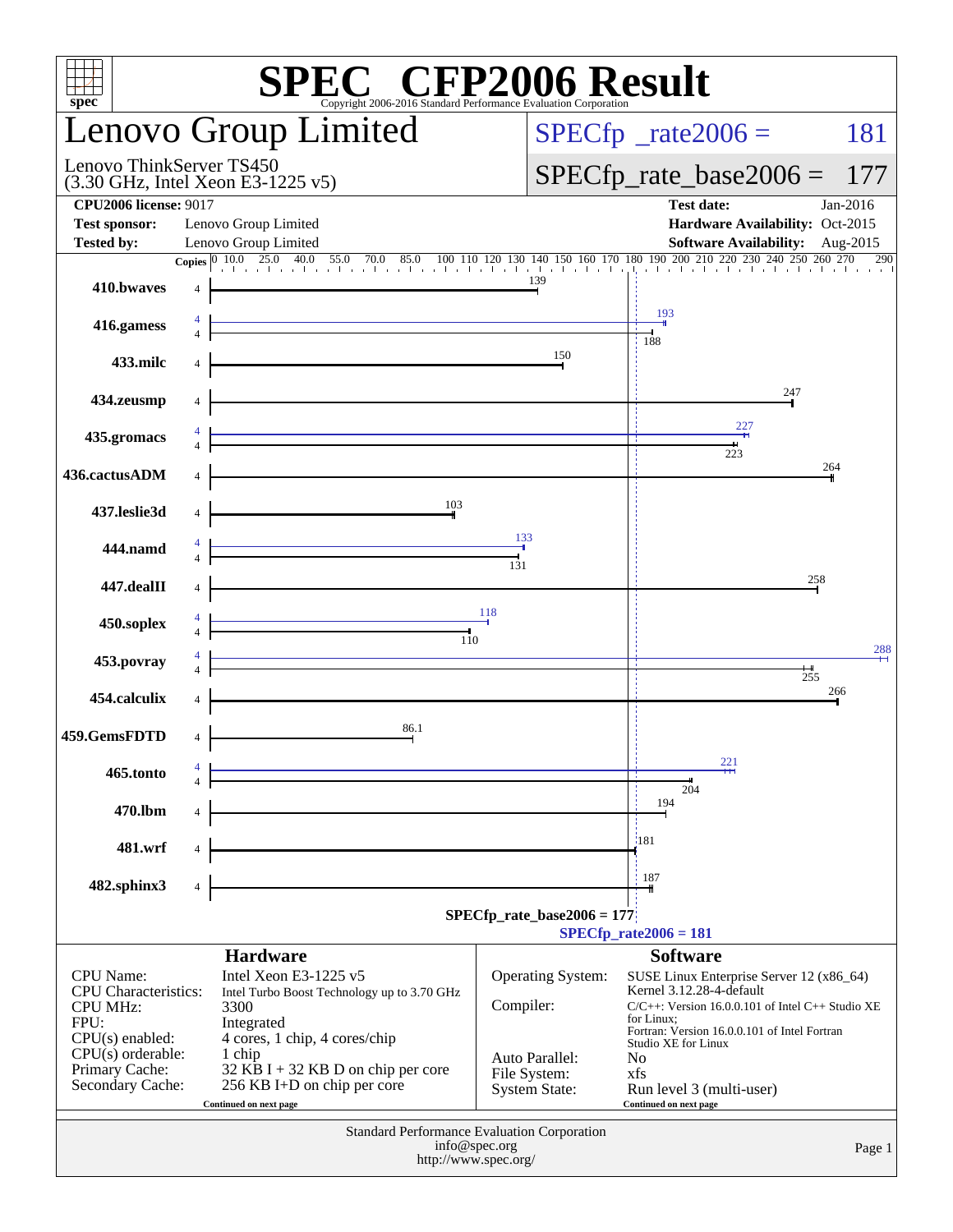# SPEC CFP2006 Result

Copyright 2006-2016 Standard Performance Evaluation Corporation

## Lenovo Group Limited

Lenovo ThinkServer TS450
(3.30 GHz, Intel Xeon E3-1225 v5)

SPECfp_rate2006 = 181

SPECfp_rate_base2006 = 177

| | | | |
|---|---|---|---|
| **CPU2006 license:** 9017 | | **Test date:** | Jan-2016 |
| **Test sponsor:** | Lenovo Group Limited | **Hardware Availability:** | Oct-2015 |
| **Tested by:** | Lenovo Group Limited | **Software Availability:** | Aug-2015 |

| Benchmark | Copies (peak) | Peak | Copies (base) | Base |
|---|---|---|---|---|
| 410.bwaves | | | 4 | 139 |
| 416.gamess | 4 | 193 | 4 | 188 |
| 433.milc | | | 4 | 150 |
| 434.zeusmp | | | 4 | 247 |
| 435.gromacs | 4 | 227 | 4 | 223 |
| 436.cactusADM | | | 4 | 264 |
| 437.leslie3d | | | 4 | 103 |
| 444.namd | 4 | 133 | 4 | 131 |
| 447.dealII | | | 4 | 258 |
| 450.soplex | 4 | 118 | 4 | 110 |
| 453.povray | 4 | 288 | 4 | 255 |
| 454.calculix | | | 4 | 266 |
| 459.GemsFDTD | | | 4 | 86.1 |
| 465.tonto | 4 | 221 | 4 | 204 |
| 470.lbm | | | 4 | 194 |
| 481.wrf | | | 4 | 181 |
| 482.sphinx3 | | | 4 | 187 |

SPECfp_rate_base2006 = 177

SPECfp_rate2006 = 181

### Hardware

| | |
|---|---|
| CPU Name: | Intel Xeon E3-1225 v5 |
| CPU Characteristics: | Intel Turbo Boost Technology up to 3.70 GHz |
| CPU MHz: | 3300 |
| FPU: | Integrated |
| CPU(s) enabled: | 4 cores, 1 chip, 4 cores/chip |
| CPU(s) orderable: | 1 chip |
| Primary Cache: | 32 KB I + 32 KB D on chip per core |
| Secondary Cache: | 256 KB I+D on chip per core |

Continued on next page

### Software

| | |
|---|---|
| Operating System: | SUSE Linux Enterprise Server 12 (x86_64) Kernel 3.12.28-4-default |
| Compiler: | C/C++: Version 16.0.0.101 of Intel C++ Studio XE for Linux; Fortran: Version 16.0.0.101 of Intel Fortran Studio XE for Linux |
| Auto Parallel: | No |
| File System: | xfs |
| System State: | Run level 3 (multi-user) |

Continued on next page

Standard Performance Evaluation Corporation
info@spec.org
http://www.spec.org/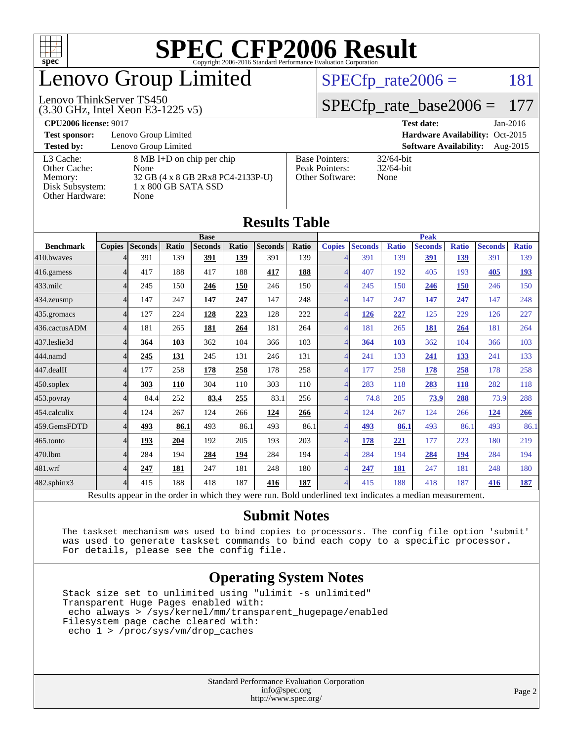# SPEC CFP2006 Result

Copyright 2006-2016 Standard Performance Evaluation Corporation

# Lenovo Group Limited

Lenovo ThinkServer TS450
(3.30 GHz, Intel Xeon E3-1225 v5)

SPECfp_rate2006 = 181

SPECfp_rate_base2006 = 177

| | | | |
|---|---|---|---|
| **CPU2006 license:** 9017 | | **Test date:** | Jan-2016 |
| **Test sponsor:** | Lenovo Group Limited | **Hardware Availability:** | Oct-2015 |
| **Tested by:** | Lenovo Group Limited | **Software Availability:** | Aug-2015 |

| | |
|---|---|
| L3 Cache: | 8 MB I+D on chip per chip |
| Other Cache: | None |
| Memory: | 32 GB (4 x 8 GB 2Rx8 PC4-2133P-U) |
| Disk Subsystem: | 1 x 800 GB SATA SSD |
| Other Hardware: | None |

| | |
|---|---|
| Base Pointers: | 32/64-bit |
| Peak Pointers: | 32/64-bit |
| Other Software: | None |

## Results Table

| | Base | | | | | | | Peak | | | | | | |
|---|---|---|---|---|---|---|---|---|---|---|---|---|---|---|
| **Benchmark** | **Copies** | **Seconds** | **Ratio** | **Seconds** | **Ratio** | **Seconds** | **Ratio** | **Copies** | **Seconds** | **Ratio** | **Seconds** | **Ratio** | **Seconds** | **Ratio** |
| 410.bwaves | 4 | 391 | 139 | **391** | **139** | 391 | 139 | 4 | 391 | 139 | **391** | **139** | 391 | 139 |
| 416.gamess | 4 | 417 | 188 | 417 | 188 | **417** | **188** | 4 | 407 | 192 | 405 | 193 | **405** | **193** |
| 433.milc | 4 | 245 | 150 | **246** | **150** | 246 | 150 | 4 | 245 | 150 | **246** | **150** | 246 | 150 |
| 434.zeusmp | 4 | 147 | 247 | **147** | **247** | 147 | 248 | 4 | 147 | 247 | **147** | **247** | 147 | 248 |
| 435.gromacs | 4 | 127 | 224 | **128** | **223** | 128 | 222 | 4 | **126** | **227** | 125 | 229 | 126 | 227 |
| 436.cactusADM | 4 | 181 | 265 | **181** | **264** | 181 | 264 | 4 | 181 | 265 | **181** | **264** | 181 | 264 |
| 437.leslie3d | 4 | **364** | **103** | 362 | 104 | 366 | 103 | 4 | **364** | **103** | 362 | 104 | 366 | 103 |
| 444.namd | 4 | **245** | **131** | 245 | 131 | 246 | 131 | 4 | 241 | 133 | **241** | **133** | 241 | 133 |
| 447.dealII | 4 | 177 | 258 | **178** | **258** | 178 | 258 | 4 | 177 | 258 | **178** | **258** | 178 | 258 |
| 450.soplex | 4 | **303** | **110** | 304 | 110 | 303 | 110 | 4 | 283 | 118 | **283** | **118** | 282 | 118 |
| 453.povray | 4 | 84.4 | 252 | **83.4** | **255** | 83.1 | 256 | 4 | 74.8 | 285 | **73.9** | **288** | 73.9 | 288 |
| 454.calculix | 4 | 124 | 267 | 124 | 266 | **124** | **266** | 4 | 124 | 267 | 124 | 266 | **124** | **266** |
| 459.GemsFDTD | 4 | **493** | **86.1** | 493 | 86.1 | 493 | 86.1 | 4 | **493** | **86.1** | 493 | 86.1 | 493 | 86.1 |
| 465.tonto | 4 | **193** | **204** | 192 | 205 | 193 | 203 | 4 | **178** | **221** | 177 | 223 | 180 | 219 |
| 470.lbm | 4 | 284 | 194 | **284** | **194** | 284 | 194 | 4 | 284 | 194 | **284** | **194** | 284 | 194 |
| 481.wrf | 4 | **247** | **181** | 247 | 181 | 248 | 180 | 4 | **247** | **181** | 247 | 181 | 248 | 180 |
| 482.sphinx3 | 4 | 415 | 188 | 418 | 187 | **416** | **187** | 4 | 415 | 188 | 418 | 187 | **416** | **187** |

Results appear in the order in which they were run. Bold underlined text indicates a median measurement.

## Submit Notes

```
The taskset mechanism was used to bind copies to processors. The config file option 'submit'
was used to generate taskset commands to bind each copy to a specific processor.
For details, please see the config file.
```

## Operating System Notes

```
Stack size set to unlimited using "ulimit -s unlimited"
Transparent Huge Pages enabled with:
 echo always > /sys/kernel/mm/transparent_hugepage/enabled
Filesystem page cache cleared with:
 echo 1 > /proc/sys/vm/drop_caches
```

Standard Performance Evaluation Corporation
info@spec.org
http://www.spec.org/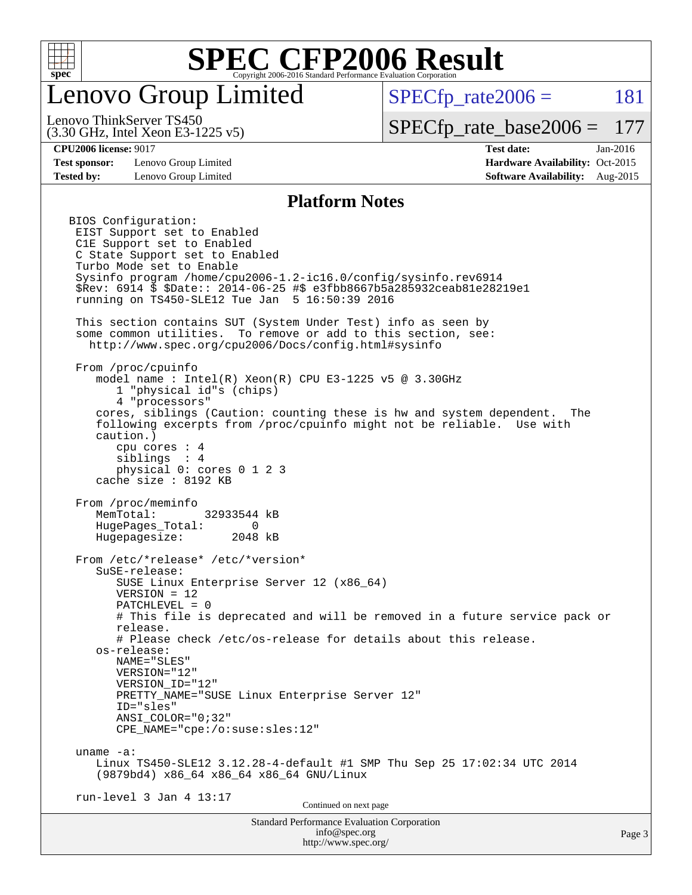# SPEC CFP2006 Result

Copyright 2006-2016 Standard Performance Evaluation Corporation

## Lenovo Group Limited

Lenovo ThinkServer TS450
(3.30 GHz, Intel Xeon E3-1225 v5)

SPECfp_rate2006 = 181

SPECfp_rate_base2006 = 177

**CPU2006 license:** 9017
**Test sponsor:** Lenovo Group Limited
**Tested by:** Lenovo Group Limited

**Test date:** Jan-2016
**Hardware Availability:** Oct-2015
**Software Availability:** Aug-2015

### Platform Notes

```
BIOS Configuration:
 EIST Support set to Enabled
 C1E Support set to Enabled
 C State Support set to Enabled
 Turbo Mode set to Enable
 Sysinfo program /home/cpu2006-1.2-ic16.0/config/sysinfo.rev6914
 $Rev: 6914 $ $Date:: 2014-06-25 #$ e3fbb8667b5a285932ceab81e28219e1
 running on TS450-SLE12 Tue Jan  5 16:50:39 2016

 This section contains SUT (System Under Test) info as seen by
 some common utilities.  To remove or add to this section, see:
   http://www.spec.org/cpu2006/Docs/config.html#sysinfo

 From /proc/cpuinfo
    model name : Intel(R) Xeon(R) CPU E3-1225 v5 @ 3.30GHz
       1 "physical id"s (chips)
       4 "processors"
    cores, siblings (Caution: counting these is hw and system dependent.  The
    following excerpts from /proc/cpuinfo might not be reliable.  Use with
    caution.)
       cpu cores : 4
       siblings  : 4
       physical 0: cores 0 1 2 3
    cache size : 8192 KB

 From /proc/meminfo
    MemTotal:       32933544 kB
    HugePages_Total:       0
    Hugepagesize:       2048 kB

 From /etc/*release* /etc/*version*
    SuSE-release:
       SUSE Linux Enterprise Server 12 (x86_64)
       VERSION = 12
       PATCHLEVEL = 0
       # This file is deprecated and will be removed in a future service pack or
       release.
       # Please check /etc/os-release for details about this release.
    os-release:
       NAME="SLES"
       VERSION="12"
       VERSION_ID="12"
       PRETTY_NAME="SUSE Linux Enterprise Server 12"
       ID="sles"
       ANSI_COLOR="0;32"
       CPE_NAME="cpe:/o:suse:sles:12"

 uname -a:
    Linux TS450-SLE12 3.12.28-4-default #1 SMP Thu Sep 25 17:02:34 UTC 2014
    (9879bd4) x86_64 x86_64 x86_64 GNU/Linux

 run-level 3 Jan 4 13:17
```

Continued on next page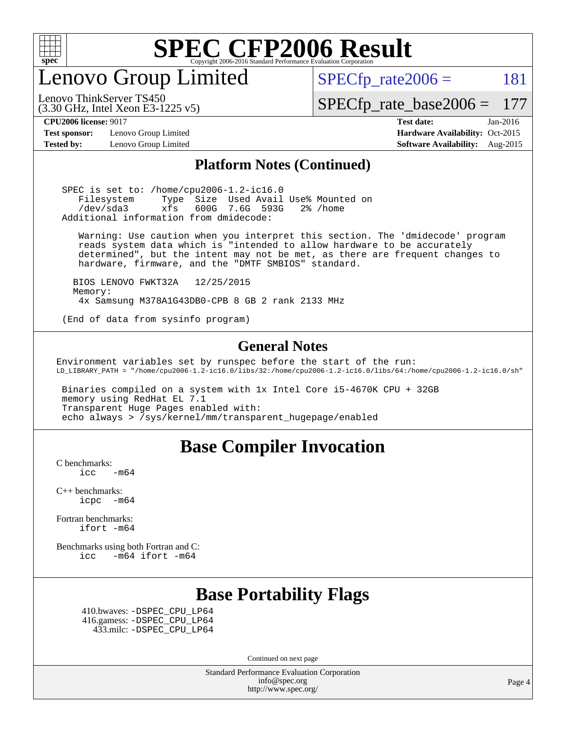# SPEC CFP2006 Result

Copyright 2006-2016 Standard Performance Evaluation Corporation

## Lenovo Group Limited

Lenovo ThinkServer TS450
(3.30 GHz, Intel Xeon E3-1225 v5)

SPECfp_rate2006 = 181

SPECfp_rate_base2006 = 177

**CPU2006 license:** 9017
**Test sponsor:** Lenovo Group Limited
**Tested by:** Lenovo Group Limited

**Test date:** Jan-2016
**Hardware Availability:** Oct-2015
**Software Availability:** Aug-2015

### Platform Notes (Continued)

```
SPEC is set to: /home/cpu2006-1.2-ic16.0
   Filesystem     Type  Size  Used Avail Use% Mounted on
   /dev/sda3      xfs   600G  7.6G  593G   2% /home
Additional information from dmidecode:

   Warning: Use caution when you interpret this section. The 'dmidecode' program
   reads system data which is "intended to allow hardware to be accurately
   determined", but the intent may not be met, as there are frequent changes to
   hardware, firmware, and the "DMTF SMBIOS" standard.

  BIOS LENOVO FWKT32A    12/25/2015
  Memory:
   4x Samsung M378A1G43DB0-CPB 8 GB 2 rank 2133 MHz

(End of data from sysinfo program)
```

### General Notes

```
Environment variables set by runspec before the start of the run:
LD_LIBRARY_PATH = "/home/cpu2006-1.2-ic16.0/libs/32:/home/cpu2006-1.2-ic16.0/libs/64:/home/cpu2006-1.2-ic16.0/sh"

 Binaries compiled on a system with 1x Intel Core i5-4670K CPU + 32GB
 memory using RedHat EL 7.1
 Transparent Huge Pages enabled with:
 echo always > /sys/kernel/mm/transparent_hugepage/enabled
```

## Base Compiler Invocation

C benchmarks:
  icc   -m64

C++ benchmarks:
  icpc   -m64

Fortran benchmarks:
  ifort -m64

Benchmarks using both Fortran and C:
  icc   -m64 ifort -m64

## Base Portability Flags

410.bwaves: -DSPEC_CPU_LP64
416.gamess: -DSPEC_CPU_LP64
433.milc: -DSPEC_CPU_LP64

Continued on next page

Standard Performance Evaluation Corporation
info@spec.org
http://www.spec.org/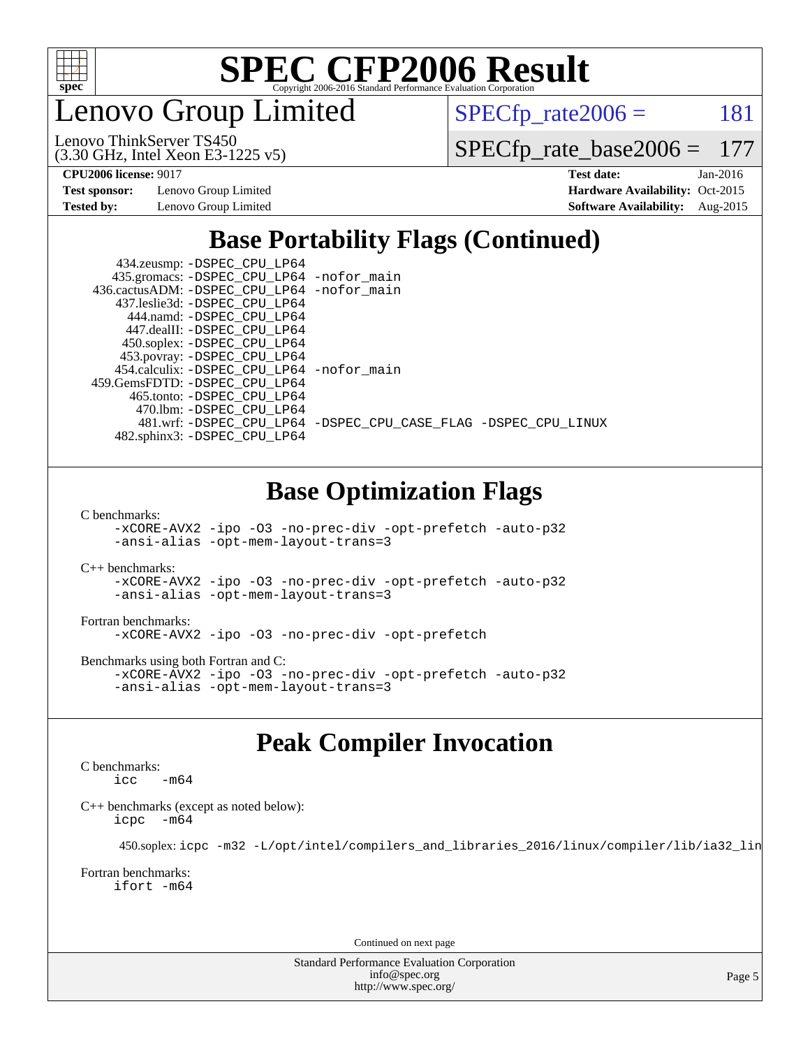# Lenovo Group Limited

Lenovo ThinkServer TS450
(3.30 GHz, Intel Xeon E3-1225 v5)

SPECfp_rate2006 = 181

SPECfp_rate_base2006 = 177

**CPU2006 license:** 9017
**Test sponsor:** Lenovo Group Limited
**Tested by:** Lenovo Group Limited

**Test date:** Jan-2016
**Hardware Availability:** Oct-2015
**Software Availability:** Aug-2015

## Base Portability Flags (Continued)

```
     434.zeusmp: -DSPEC_CPU_LP64
    435.gromacs: -DSPEC_CPU_LP64 -nofor_main
   436.cactusADM: -DSPEC_CPU_LP64 -nofor_main
    437.leslie3d: -DSPEC_CPU_LP64
      444.namd: -DSPEC_CPU_LP64
     447.dealII: -DSPEC_CPU_LP64
     450.soplex: -DSPEC_CPU_LP64
     453.povray: -DSPEC_CPU_LP64
    454.calculix: -DSPEC_CPU_LP64 -nofor_main
   459.GemsFDTD: -DSPEC_CPU_LP64
      465.tonto: -DSPEC_CPU_LP64
       470.lbm: -DSPEC_CPU_LP64
       481.wrf: -DSPEC_CPU_LP64 -DSPEC_CPU_CASE_FLAG -DSPEC_CPU_LINUX
    482.sphinx3: -DSPEC_CPU_LP64
```

## Base Optimization Flags

C benchmarks:
```
-xCORE-AVX2 -ipo -O3 -no-prec-div -opt-prefetch -auto-p32
-ansi-alias -opt-mem-layout-trans=3
```

C++ benchmarks:
```
-xCORE-AVX2 -ipo -O3 -no-prec-div -opt-prefetch -auto-p32
-ansi-alias -opt-mem-layout-trans=3
```

Fortran benchmarks:
```
-xCORE-AVX2 -ipo -O3 -no-prec-div -opt-prefetch
```

Benchmarks using both Fortran and C:
```
-xCORE-AVX2 -ipo -O3 -no-prec-div -opt-prefetch -auto-p32
-ansi-alias -opt-mem-layout-trans=3
```

## Peak Compiler Invocation

C benchmarks:
```
icc   -m64
```

C++ benchmarks (except as noted below):
```
icpc  -m64
```

450.soplex: `icpc -m32 -L/opt/intel/compilers_and_libraries_2016/linux/compiler/lib/ia32_lin`

Fortran benchmarks:
```
ifort -m64
```

Continued on next page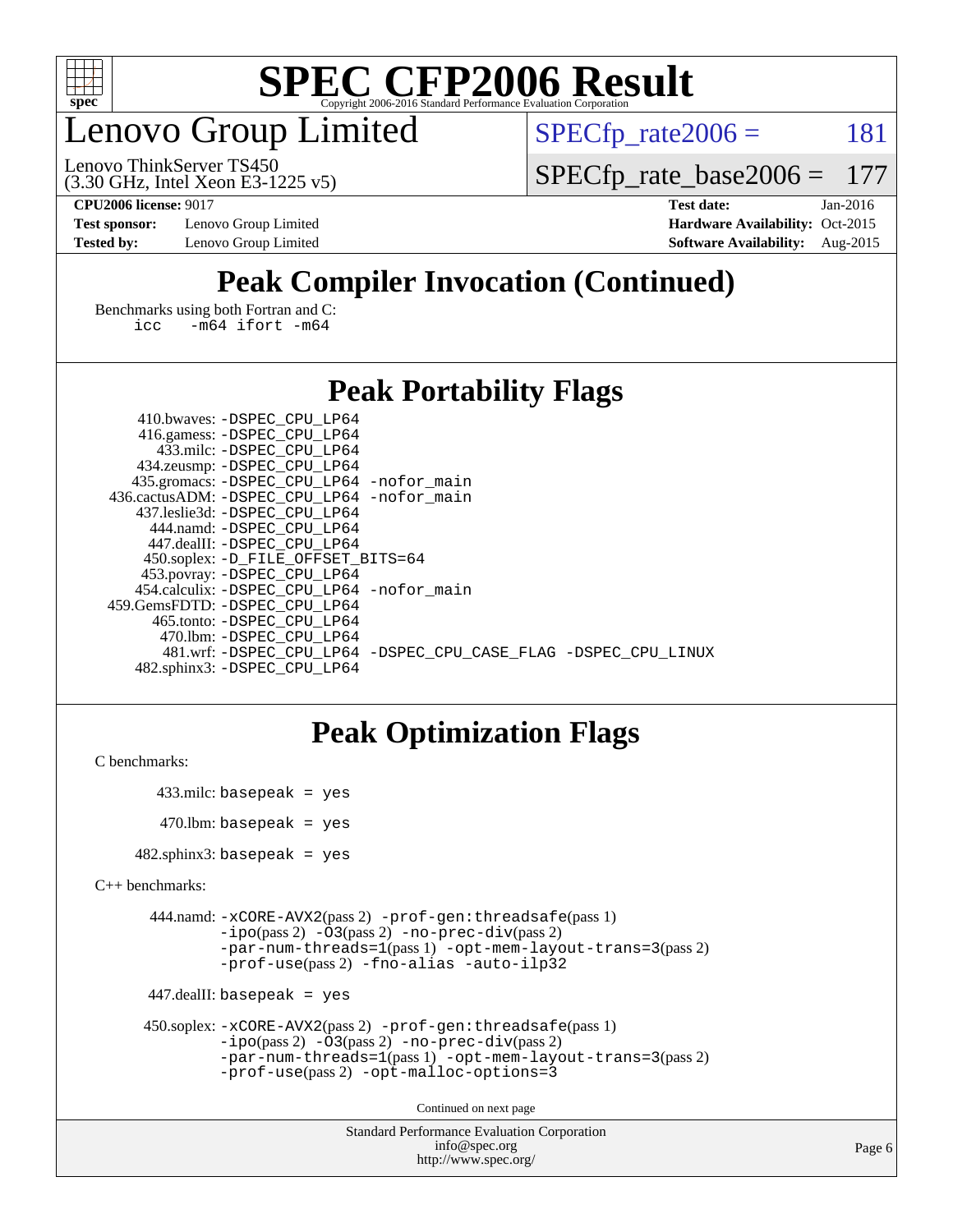# SPEC CFP2006 Result

Copyright 2006-2016 Standard Performance Evaluation Corporation

# Lenovo Group Limited

Lenovo ThinkServer TS450
(3.30 GHz, Intel Xeon E3-1225 v5)

SPECfp_rate2006 = 181

SPECfp_rate_base2006 = 177

**CPU2006 license:** 9017
**Test sponsor:** Lenovo Group Limited
**Tested by:** Lenovo Group Limited

**Test date:** Jan-2016
**Hardware Availability:** Oct-2015
**Software Availability:** Aug-2015

## Peak Compiler Invocation (Continued)

Benchmarks using both Fortran and C:
```
icc   -m64 ifort -m64
```

## Peak Portability Flags

410.bwaves: `-DSPEC_CPU_LP64`
416.gamess: `-DSPEC_CPU_LP64`
433.milc: `-DSPEC_CPU_LP64`
434.zeusmp: `-DSPEC_CPU_LP64`
435.gromacs: `-DSPEC_CPU_LP64 -nofor_main`
436.cactusADM: `-DSPEC_CPU_LP64 -nofor_main`
437.leslie3d: `-DSPEC_CPU_LP64`
444.namd: `-DSPEC_CPU_LP64`
447.dealII: `-DSPEC_CPU_LP64`
450.soplex: `-D_FILE_OFFSET_BITS=64`
453.povray: `-DSPEC_CPU_LP64`
454.calculix: `-DSPEC_CPU_LP64 -nofor_main`
459.GemsFDTD: `-DSPEC_CPU_LP64`
465.tonto: `-DSPEC_CPU_LP64`
470.lbm: `-DSPEC_CPU_LP64`
481.wrf: `-DSPEC_CPU_LP64 -DSPEC_CPU_CASE_FLAG -DSPEC_CPU_LINUX`
482.sphinx3: `-DSPEC_CPU_LP64`

## Peak Optimization Flags

C benchmarks:

433.milc: `basepeak = yes`

470.lbm: `basepeak = yes`

482.sphinx3: `basepeak = yes`

C++ benchmarks:

444.namd: `-xCORE-AVX2`(pass 2) `-prof-gen:threadsafe`(pass 1) `-ipo`(pass 2) `-O3`(pass 2) `-no-prec-div`(pass 2) `-par-num-threads=1`(pass 1) `-opt-mem-layout-trans=3`(pass 2) `-prof-use`(pass 2) `-fno-alias -auto-ilp32`

447.dealII: `basepeak = yes`

450.soplex: `-xCORE-AVX2`(pass 2) `-prof-gen:threadsafe`(pass 1) `-ipo`(pass 2) `-O3`(pass 2) `-no-prec-div`(pass 2) `-par-num-threads=1`(pass 1) `-opt-mem-layout-trans=3`(pass 2) `-prof-use`(pass 2) `-opt-malloc-options=3`

Continued on next page

Standard Performance Evaluation Corporation
info@spec.org
http://www.spec.org/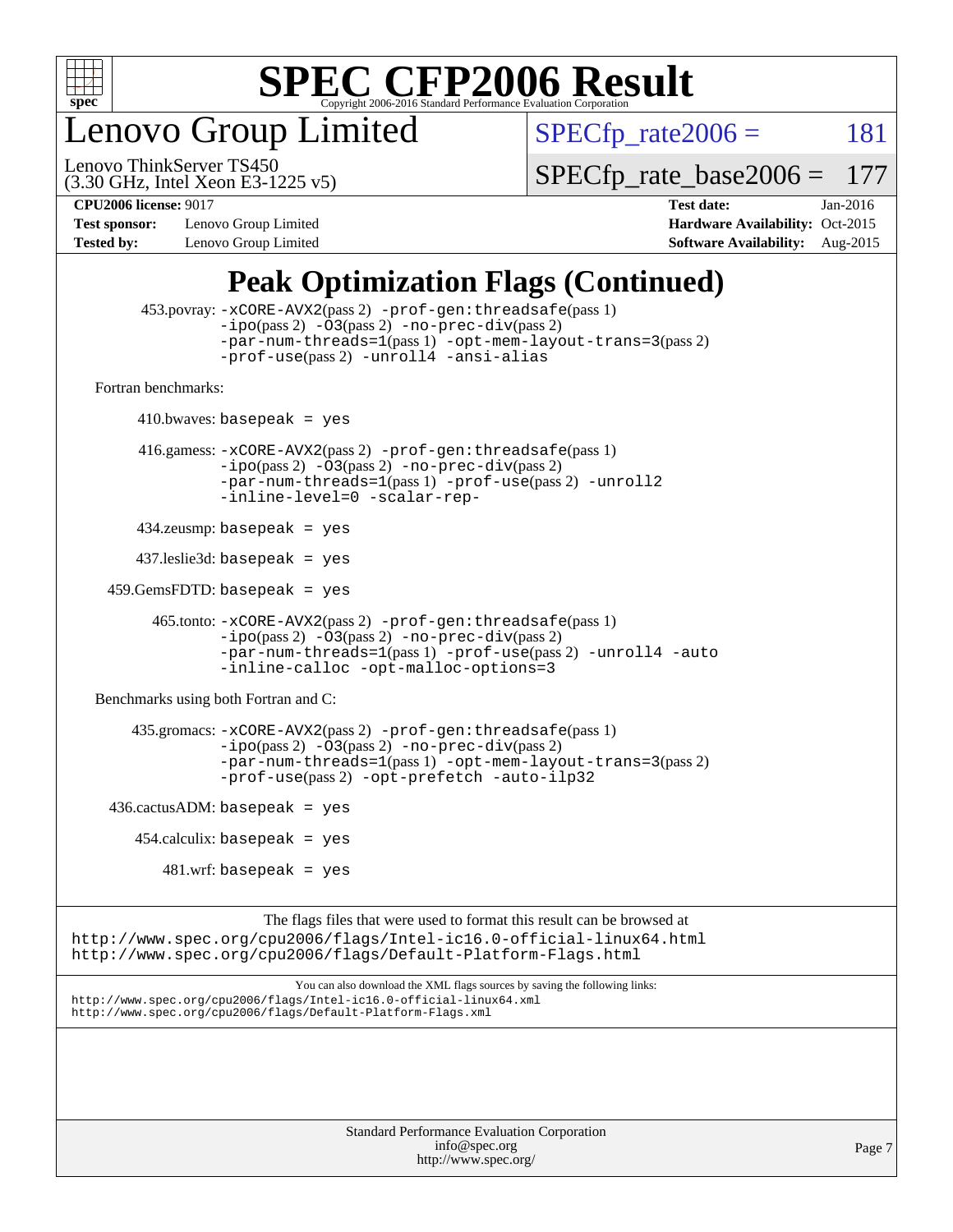# SPEC CFP2006 Result

Copyright 2006-2016 Standard Performance Evaluation Corporation

# Lenovo Group Limited

Lenovo ThinkServer TS450
(3.30 GHz, Intel Xeon E3-1225 v5)

SPECfp_rate2006 = 181

SPECfp_rate_base2006 = 177

**CPU2006 license:** 9017 | **Test date:** Jan-2016
**Test sponsor:** Lenovo Group Limited | **Hardware Availability:** Oct-2015
**Tested by:** Lenovo Group Limited | **Software Availability:** Aug-2015

## Peak Optimization Flags (Continued)

453.povray: `-xCORE-AVX2`(pass 2) `-prof-gen:threadsafe`(pass 1) `-ipo`(pass 2) `-O3`(pass 2) `-no-prec-div`(pass 2) `-par-num-threads=1`(pass 1) `-opt-mem-layout-trans=3`(pass 2) `-prof-use`(pass 2) `-unroll4` `-ansi-alias`

Fortran benchmarks:

410.bwaves: `basepeak = yes`

416.gamess: `-xCORE-AVX2`(pass 2) `-prof-gen:threadsafe`(pass 1) `-ipo`(pass 2) `-O3`(pass 2) `-no-prec-div`(pass 2) `-par-num-threads=1`(pass 1) `-prof-use`(pass 2) `-unroll2` `-inline-level=0` `-scalar-rep-`

434.zeusmp: `basepeak = yes`

437.leslie3d: `basepeak = yes`

459.GemsFDTD: `basepeak = yes`

465.tonto: `-xCORE-AVX2`(pass 2) `-prof-gen:threadsafe`(pass 1) `-ipo`(pass 2) `-O3`(pass 2) `-no-prec-div`(pass 2) `-par-num-threads=1`(pass 1) `-prof-use`(pass 2) `-unroll4` `-auto` `-inline-calloc` `-opt-malloc-options=3`

Benchmarks using both Fortran and C:

435.gromacs: `-xCORE-AVX2`(pass 2) `-prof-gen:threadsafe`(pass 1) `-ipo`(pass 2) `-O3`(pass 2) `-no-prec-div`(pass 2) `-par-num-threads=1`(pass 1) `-opt-mem-layout-trans=3`(pass 2) `-prof-use`(pass 2) `-opt-prefetch` `-auto-ilp32`

436.cactusADM: `basepeak = yes`

454.calculix: `basepeak = yes`

481.wrf: `basepeak = yes`

The flags files that were used to format this result can be browsed at
http://www.spec.org/cpu2006/flags/Intel-ic16.0-official-linux64.html
http://www.spec.org/cpu2006/flags/Default-Platform-Flags.html

You can also download the XML flags sources by saving the following links:
http://www.spec.org/cpu2006/flags/Intel-ic16.0-official-linux64.xml
http://www.spec.org/cpu2006/flags/Default-Platform-Flags.xml

Standard Performance Evaluation Corporation
info@spec.org
http://www.spec.org/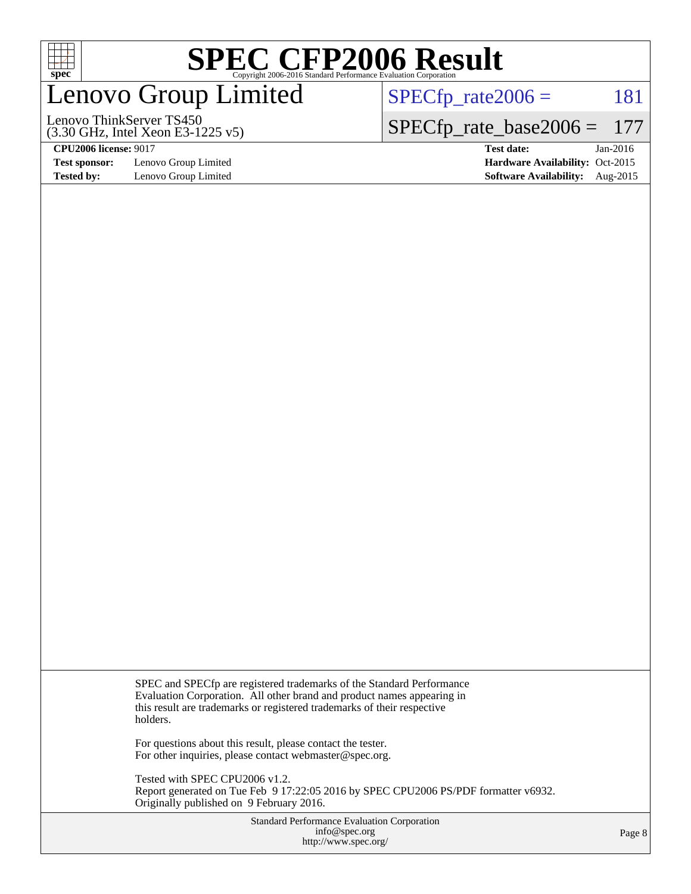SPEC and SPECfp are registered trademarks of the Standard Performance Evaluation Corporation. All other brand and product names appearing in this result are trademarks or registered trademarks of their respective holders.

For questions about this result, please contact the tester.
For other inquiries, please contact webmaster@spec.org.

Tested with SPEC CPU2006 v1.2.
Report generated on Tue Feb 9 17:22:05 2016 by SPEC CPU2006 PS/PDF formatter v6932.
Originally published on 9 February 2016.